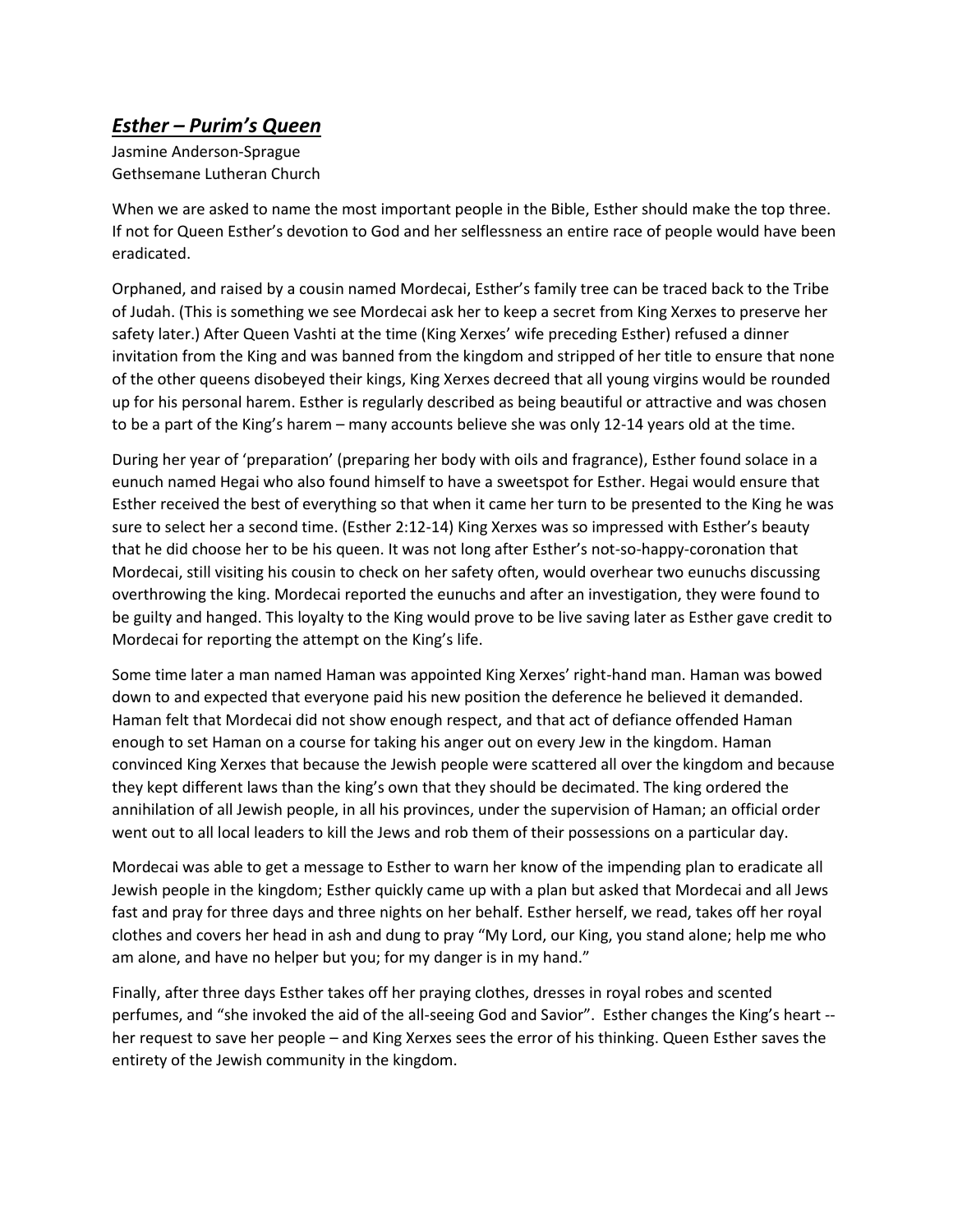# ***Esther – Purim's Queen***

Jasmine Anderson-Sprague
Gethsemane Lutheran Church

When we are asked to name the most important people in the Bible, Esther should make the top three. If not for Queen Esther's devotion to God and her selflessness an entire race of people would have been eradicated.

Orphaned, and raised by a cousin named Mordecai, Esther's family tree can be traced back to the Tribe of Judah. (This is something we see Mordecai ask her to keep a secret from King Xerxes to preserve her safety later.) After Queen Vashti at the time (King Xerxes' wife preceding Esther) refused a dinner invitation from the King and was banned from the kingdom and stripped of her title to ensure that none of the other queens disobeyed their kings, King Xerxes decreed that all young virgins would be rounded up for his personal harem. Esther is regularly described as being beautiful or attractive and was chosen to be a part of the King's harem – many accounts believe she was only 12-14 years old at the time.

During her year of 'preparation' (preparing her body with oils and fragrance), Esther found solace in a eunuch named Hegai who also found himself to have a sweetspot for Esther. Hegai would ensure that Esther received the best of everything so that when it came her turn to be presented to the King he was sure to select her a second time. (Esther 2:12-14) King Xerxes was so impressed with Esther's beauty that he did choose her to be his queen. It was not long after Esther's not-so-happy-coronation that Mordecai, still visiting his cousin to check on her safety often, would overhear two eunuchs discussing overthrowing the king. Mordecai reported the eunuchs and after an investigation, they were found to be guilty and hanged. This loyalty to the King would prove to be live saving later as Esther gave credit to Mordecai for reporting the attempt on the King's life.

Some time later a man named Haman was appointed King Xerxes' right-hand man. Haman was bowed down to and expected that everyone paid his new position the deference he believed it demanded. Haman felt that Mordecai did not show enough respect, and that act of defiance offended Haman enough to set Haman on a course for taking his anger out on every Jew in the kingdom. Haman convinced King Xerxes that because the Jewish people were scattered all over the kingdom and because they kept different laws than the king's own that they should be decimated. The king ordered the annihilation of all Jewish people, in all his provinces, under the supervision of Haman; an official order went out to all local leaders to kill the Jews and rob them of their possessions on a particular day.

Mordecai was able to get a message to Esther to warn her know of the impending plan to eradicate all Jewish people in the kingdom; Esther quickly came up with a plan but asked that Mordecai and all Jews fast and pray for three days and three nights on her behalf. Esther herself, we read, takes off her royal clothes and covers her head in ash and dung to pray "My Lord, our King, you stand alone; help me who am alone, and have no helper but you; for my danger is in my hand."

Finally, after three days Esther takes off her praying clothes, dresses in royal robes and scented perfumes, and "she invoked the aid of the all-seeing God and Savior". Esther changes the King's heart -- her request to save her people – and King Xerxes sees the error of his thinking. Queen Esther saves the entirety of the Jewish community in the kingdom.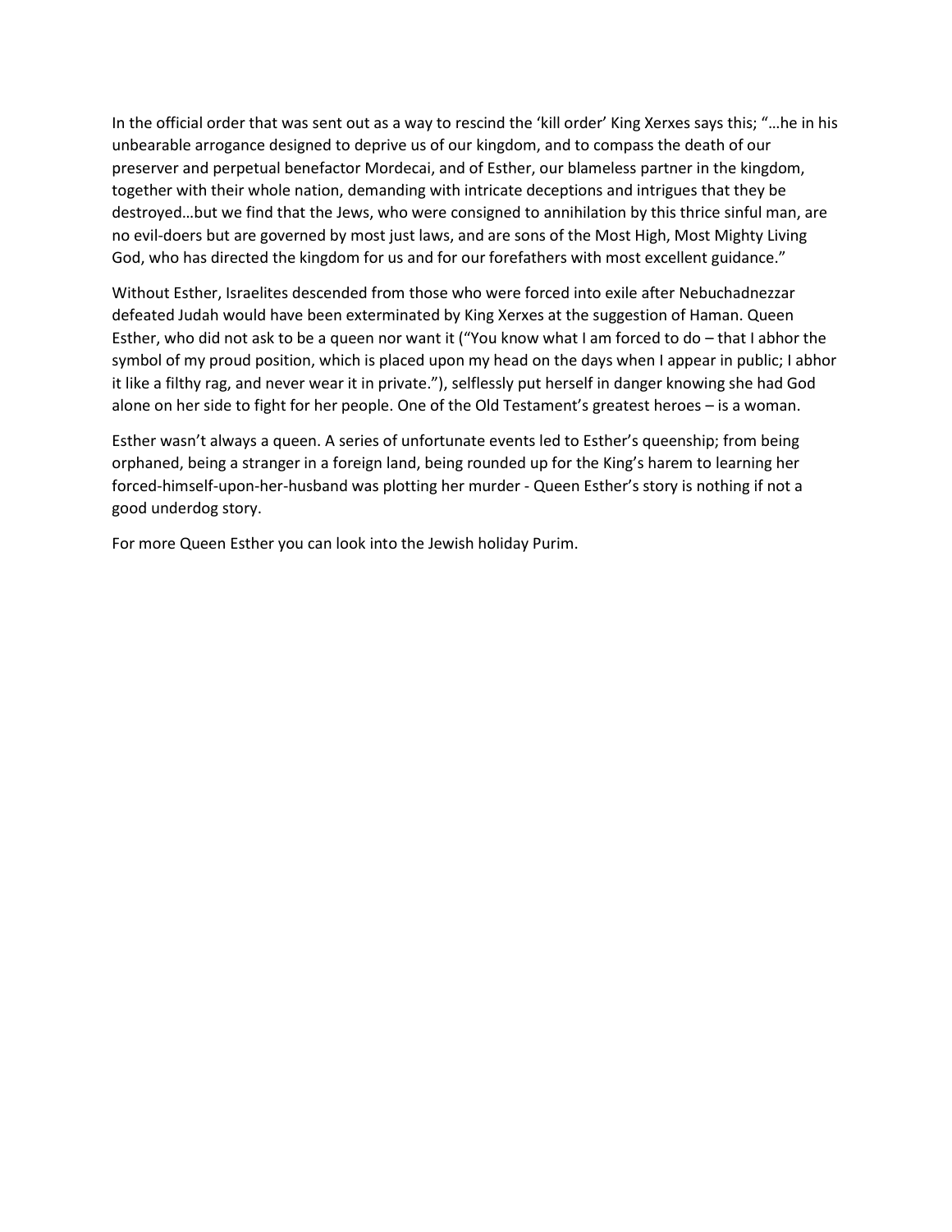In the official order that was sent out as a way to rescind the 'kill order' King Xerxes says this; "…he in his unbearable arrogance designed to deprive us of our kingdom, and to compass the death of our preserver and perpetual benefactor Mordecai, and of Esther, our blameless partner in the kingdom, together with their whole nation, demanding with intricate deceptions and intrigues that they be destroyed…but we find that the Jews, who were consigned to annihilation by this thrice sinful man, are no evil-doers but are governed by most just laws, and are sons of the Most High, Most Mighty Living God, who has directed the kingdom for us and for our forefathers with most excellent guidance."

Without Esther, Israelites descended from those who were forced into exile after Nebuchadnezzar defeated Judah would have been exterminated by King Xerxes at the suggestion of Haman. Queen Esther, who did not ask to be a queen nor want it ("You know what I am forced to do – that I abhor the symbol of my proud position, which is placed upon my head on the days when I appear in public; I abhor it like a filthy rag, and never wear it in private."), selflessly put herself in danger knowing she had God alone on her side to fight for her people. One of the Old Testament's greatest heroes – is a woman.

Esther wasn't always a queen. A series of unfortunate events led to Esther's queenship; from being orphaned, being a stranger in a foreign land, being rounded up for the King's harem to learning her forced-himself-upon-her-husband was plotting her murder - Queen Esther's story is nothing if not a good underdog story.

For more Queen Esther you can look into the Jewish holiday Purim.